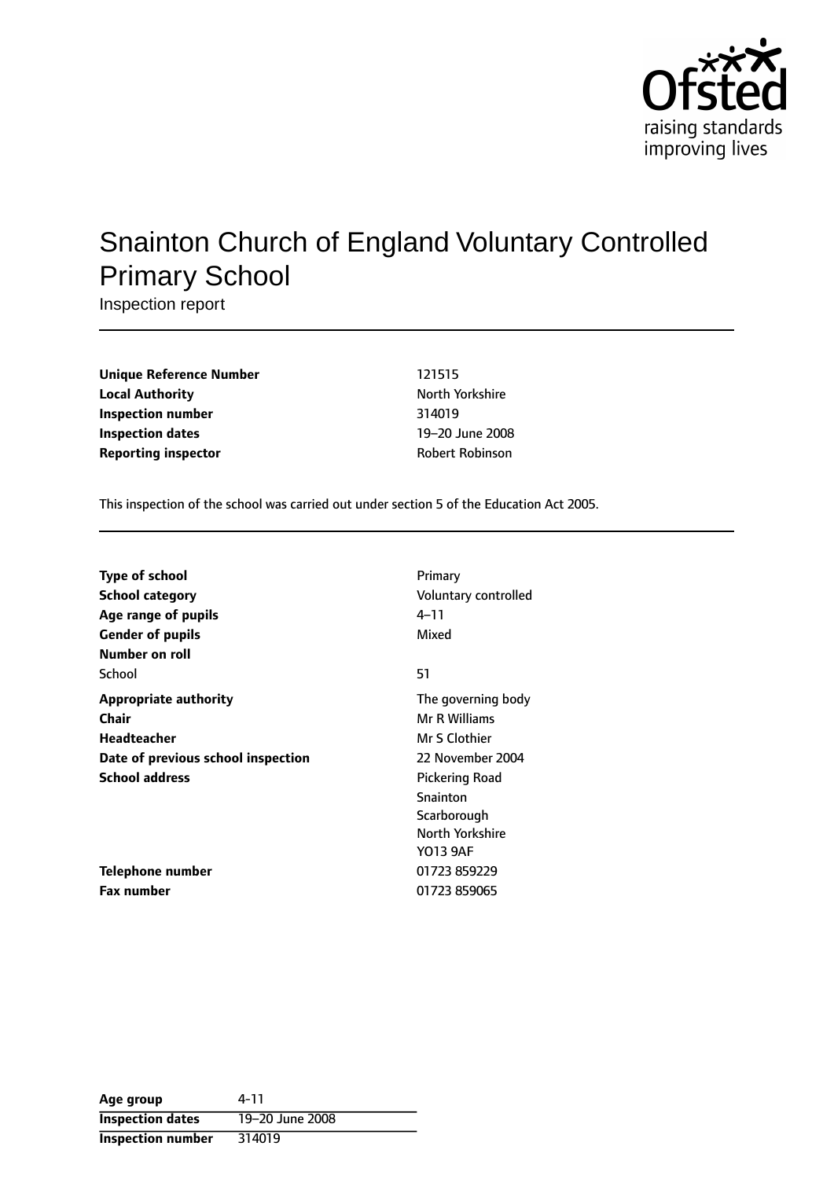# Snainton Church of England Voluntary Controlled Primary School

Inspection report

| | |
|---|---|
| **Unique Reference Number** | 121515 |
| **Local Authority** | North Yorkshire |
| **Inspection number** | 314019 |
| **Inspection dates** | 19–20 June 2008 |
| **Reporting inspector** | Robert Robinson |

This inspection of the school was carried out under section 5 of the Education Act 2005.

| | |
|---|---|
| **Type of school** | Primary |
| **School category** | Voluntary controlled |
| **Age range of pupils** | 4–11 |
| **Gender of pupils** | Mixed |
| **Number on roll** | |
| School | 51 |
| **Appropriate authority** | The governing body |
| **Chair** | Mr R Williams |
| **Headteacher** | Mr S Clothier |
| **Date of previous school inspection** | 22 November 2004 |
| **School address** | Pickering Road<br>Snainton<br>Scarborough<br>North Yorkshire<br>YO13 9AF |
| **Telephone number** | 01723 859229 |
| **Fax number** | 01723 859065 |

| | |
|---|---|
| **Age group** | 4-11 |
| **Inspection dates** | 19–20 June 2008 |
| **Inspection number** | 314019 |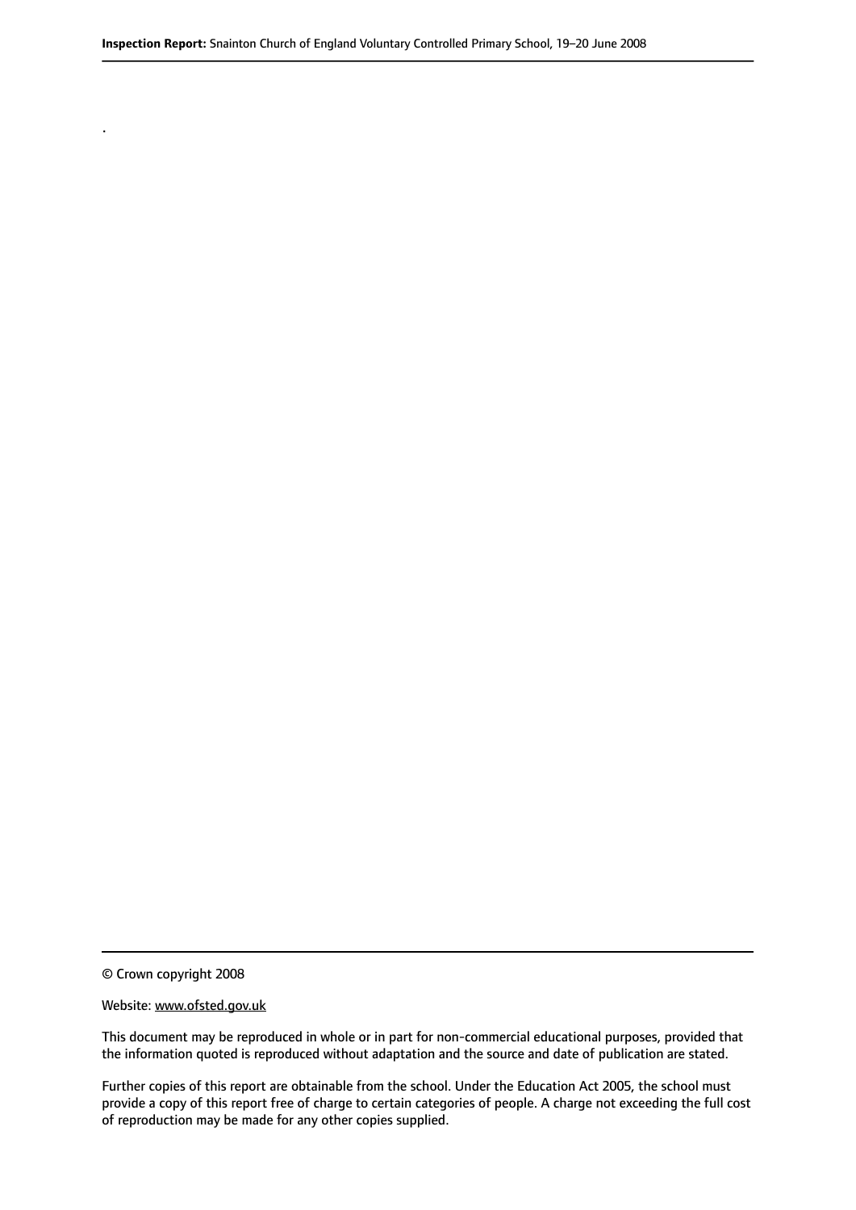.

© Crown copyright 2008

Website: www.ofsted.gov.uk

This document may be reproduced in whole or in part for non-commercial educational purposes, provided that the information quoted is reproduced without adaptation and the source and date of publication are stated.

Further copies of this report are obtainable from the school. Under the Education Act 2005, the school must provide a copy of this report free of charge to certain categories of people. A charge not exceeding the full cost of reproduction may be made for any other copies supplied.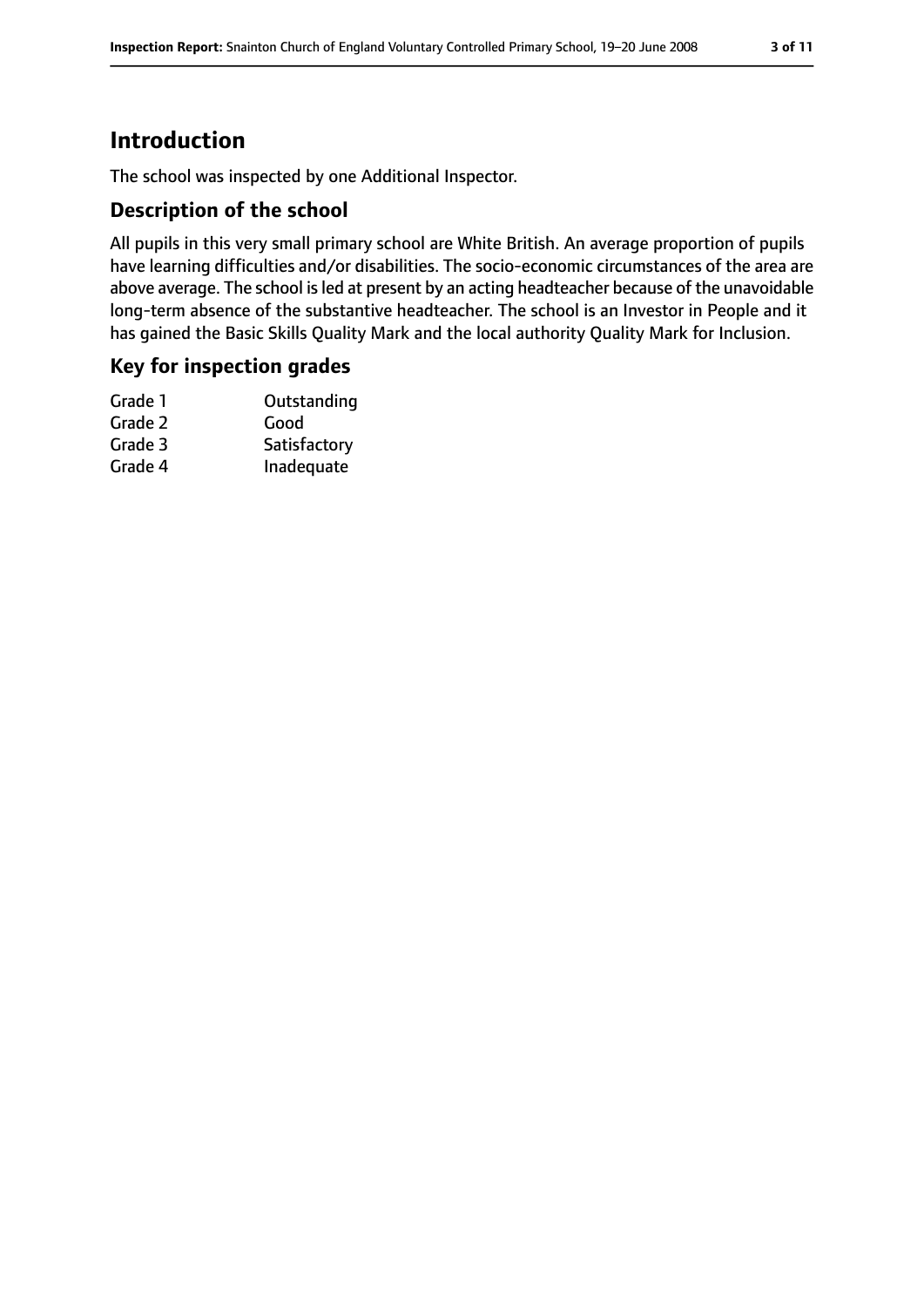# Introduction

The school was inspected by one Additional Inspector.

## Description of the school

All pupils in this very small primary school are White British. An average proportion of pupils have learning difficulties and/or disabilities. The socio-economic circumstances of the area are above average. The school is led at present by an acting headteacher because of the unavoidable long-term absence of the substantive headteacher. The school is an Investor in People and it has gained the Basic Skills Quality Mark and the local authority Quality Mark for Inclusion.

## Key for inspection grades

| | |
|---|---|
| Grade 1 | Outstanding |
| Grade 2 | Good |
| Grade 3 | Satisfactory |
| Grade 4 | Inadequate |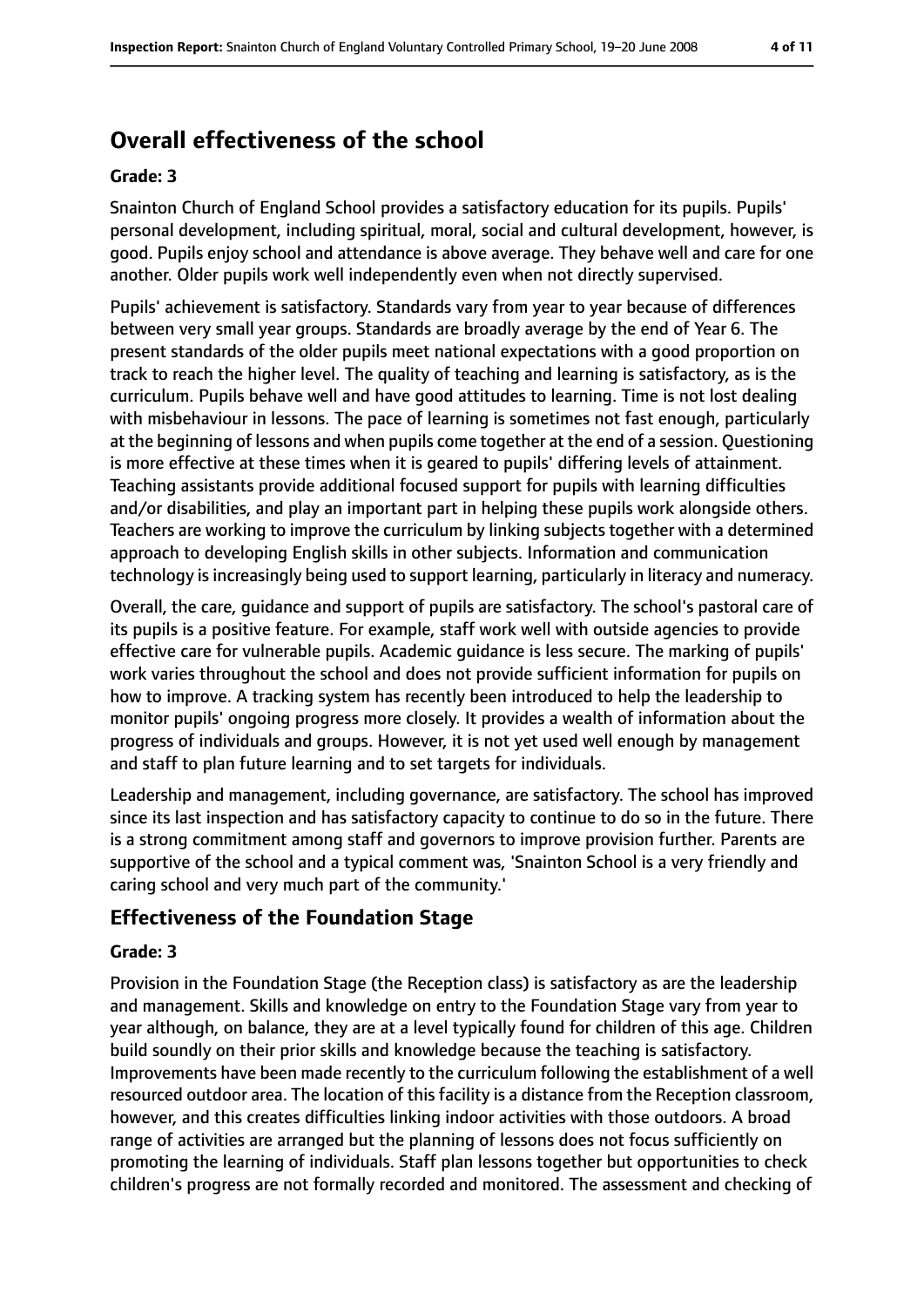## Overall effectiveness of the school

### Grade: 3

Snainton Church of England School provides a satisfactory education for its pupils. Pupils' personal development, including spiritual, moral, social and cultural development, however, is good. Pupils enjoy school and attendance is above average. They behave well and care for one another. Older pupils work well independently even when not directly supervised.

Pupils' achievement is satisfactory. Standards vary from year to year because of differences between very small year groups. Standards are broadly average by the end of Year 6. The present standards of the older pupils meet national expectations with a good proportion on track to reach the higher level. The quality of teaching and learning is satisfactory, as is the curriculum. Pupils behave well and have good attitudes to learning. Time is not lost dealing with misbehaviour in lessons. The pace of learning is sometimes not fast enough, particularly at the beginning of lessons and when pupils come together at the end of a session. Questioning is more effective at these times when it is geared to pupils' differing levels of attainment. Teaching assistants provide additional focused support for pupils with learning difficulties and/or disabilities, and play an important part in helping these pupils work alongside others. Teachers are working to improve the curriculum by linking subjects together with a determined approach to developing English skills in other subjects. Information and communication technology is increasingly being used to support learning, particularly in literacy and numeracy.

Overall, the care, guidance and support of pupils are satisfactory. The school's pastoral care of its pupils is a positive feature. For example, staff work well with outside agencies to provide effective care for vulnerable pupils. Academic guidance is less secure. The marking of pupils' work varies throughout the school and does not provide sufficient information for pupils on how to improve. A tracking system has recently been introduced to help the leadership to monitor pupils' ongoing progress more closely. It provides a wealth of information about the progress of individuals and groups. However, it is not yet used well enough by management and staff to plan future learning and to set targets for individuals.

Leadership and management, including governance, are satisfactory. The school has improved since its last inspection and has satisfactory capacity to continue to do so in the future. There is a strong commitment among staff and governors to improve provision further. Parents are supportive of the school and a typical comment was, 'Snainton School is a very friendly and caring school and very much part of the community.'

## Effectiveness of the Foundation Stage

### Grade: 3

Provision in the Foundation Stage (the Reception class) is satisfactory as are the leadership and management. Skills and knowledge on entry to the Foundation Stage vary from year to year although, on balance, they are at a level typically found for children of this age. Children build soundly on their prior skills and knowledge because the teaching is satisfactory. Improvements have been made recently to the curriculum following the establishment of a well resourced outdoor area. The location of this facility is a distance from the Reception classroom, however, and this creates difficulties linking indoor activities with those outdoors. A broad range of activities are arranged but the planning of lessons does not focus sufficiently on promoting the learning of individuals. Staff plan lessons together but opportunities to check children's progress are not formally recorded and monitored. The assessment and checking of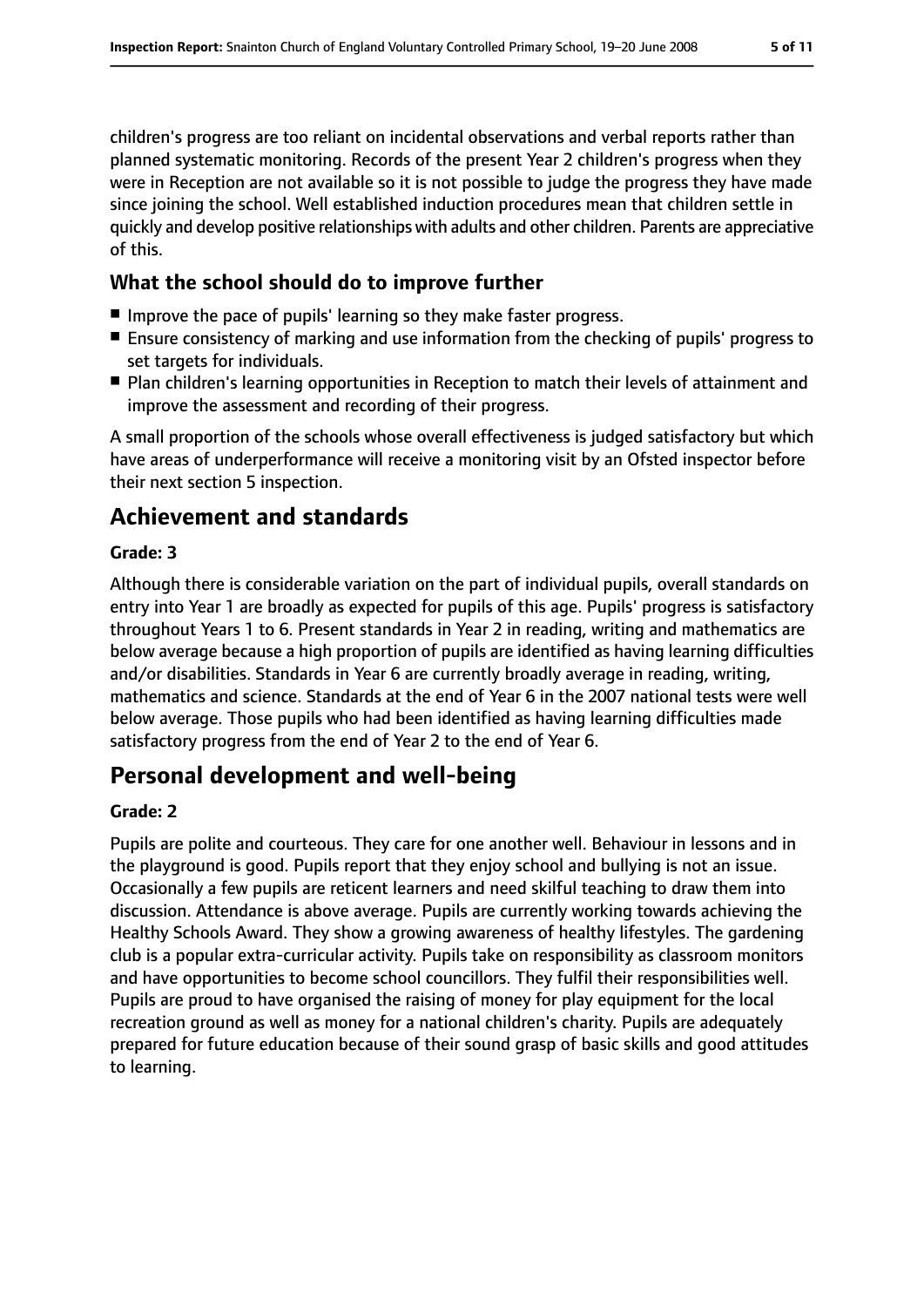children's progress are too reliant on incidental observations and verbal reports rather than planned systematic monitoring. Records of the present Year 2 children's progress when they were in Reception are not available so it is not possible to judge the progress they have made since joining the school. Well established induction procedures mean that children settle in quickly and develop positive relationships with adults and other children. Parents are appreciative of this.

### What the school should do to improve further

- Improve the pace of pupils' learning so they make faster progress.
- Ensure consistency of marking and use information from the checking of pupils' progress to set targets for individuals.
- Plan children's learning opportunities in Reception to match their levels of attainment and improve the assessment and recording of their progress.

A small proportion of the schools whose overall effectiveness is judged satisfactory but which have areas of underperformance will receive a monitoring visit by an Ofsted inspector before their next section 5 inspection.

## Achievement and standards

**Grade: 3**

Although there is considerable variation on the part of individual pupils, overall standards on entry into Year 1 are broadly as expected for pupils of this age. Pupils' progress is satisfactory throughout Years 1 to 6. Present standards in Year 2 in reading, writing and mathematics are below average because a high proportion of pupils are identified as having learning difficulties and/or disabilities. Standards in Year 6 are currently broadly average in reading, writing, mathematics and science. Standards at the end of Year 6 in the 2007 national tests were well below average. Those pupils who had been identified as having learning difficulties made satisfactory progress from the end of Year 2 to the end of Year 6.

## Personal development and well-being

**Grade: 2**

Pupils are polite and courteous. They care for one another well. Behaviour in lessons and in the playground is good. Pupils report that they enjoy school and bullying is not an issue. Occasionally a few pupils are reticent learners and need skilful teaching to draw them into discussion. Attendance is above average. Pupils are currently working towards achieving the Healthy Schools Award. They show a growing awareness of healthy lifestyles. The gardening club is a popular extra-curricular activity. Pupils take on responsibility as classroom monitors and have opportunities to become school councillors. They fulfil their responsibilities well. Pupils are proud to have organised the raising of money for play equipment for the local recreation ground as well as money for a national children's charity. Pupils are adequately prepared for future education because of their sound grasp of basic skills and good attitudes to learning.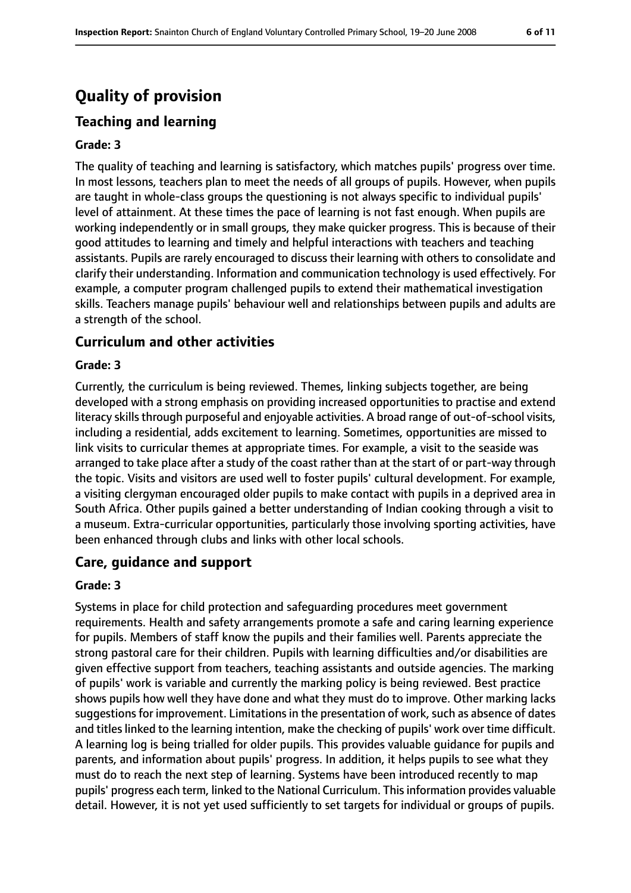# Quality of provision

## Teaching and learning

**Grade: 3**

The quality of teaching and learning is satisfactory, which matches pupils' progress over time. In most lessons, teachers plan to meet the needs of all groups of pupils. However, when pupils are taught in whole-class groups the questioning is not always specific to individual pupils' level of attainment. At these times the pace of learning is not fast enough. When pupils are working independently or in small groups, they make quicker progress. This is because of their good attitudes to learning and timely and helpful interactions with teachers and teaching assistants. Pupils are rarely encouraged to discuss their learning with others to consolidate and clarify their understanding. Information and communication technology is used effectively. For example, a computer program challenged pupils to extend their mathematical investigation skills. Teachers manage pupils' behaviour well and relationships between pupils and adults are a strength of the school.

## Curriculum and other activities

**Grade: 3**

Currently, the curriculum is being reviewed. Themes, linking subjects together, are being developed with a strong emphasis on providing increased opportunities to practise and extend literacy skills through purposeful and enjoyable activities. A broad range of out-of-school visits, including a residential, adds excitement to learning. Sometimes, opportunities are missed to link visits to curricular themes at appropriate times. For example, a visit to the seaside was arranged to take place after a study of the coast rather than at the start of or part-way through the topic. Visits and visitors are used well to foster pupils' cultural development. For example, a visiting clergyman encouraged older pupils to make contact with pupils in a deprived area in South Africa. Other pupils gained a better understanding of Indian cooking through a visit to a museum. Extra-curricular opportunities, particularly those involving sporting activities, have been enhanced through clubs and links with other local schools.

## Care, guidance and support

**Grade: 3**

Systems in place for child protection and safeguarding procedures meet government requirements. Health and safety arrangements promote a safe and caring learning experience for pupils. Members of staff know the pupils and their families well. Parents appreciate the strong pastoral care for their children. Pupils with learning difficulties and/or disabilities are given effective support from teachers, teaching assistants and outside agencies. The marking of pupils' work is variable and currently the marking policy is being reviewed. Best practice shows pupils how well they have done and what they must do to improve. Other marking lacks suggestions for improvement. Limitations in the presentation of work, such as absence of dates and titles linked to the learning intention, make the checking of pupils' work over time difficult. A learning log is being trialled for older pupils. This provides valuable guidance for pupils and parents, and information about pupils' progress. In addition, it helps pupils to see what they must do to reach the next step of learning. Systems have been introduced recently to map pupils' progress each term, linked to the National Curriculum. This information provides valuable detail. However, it is not yet used sufficiently to set targets for individual or groups of pupils.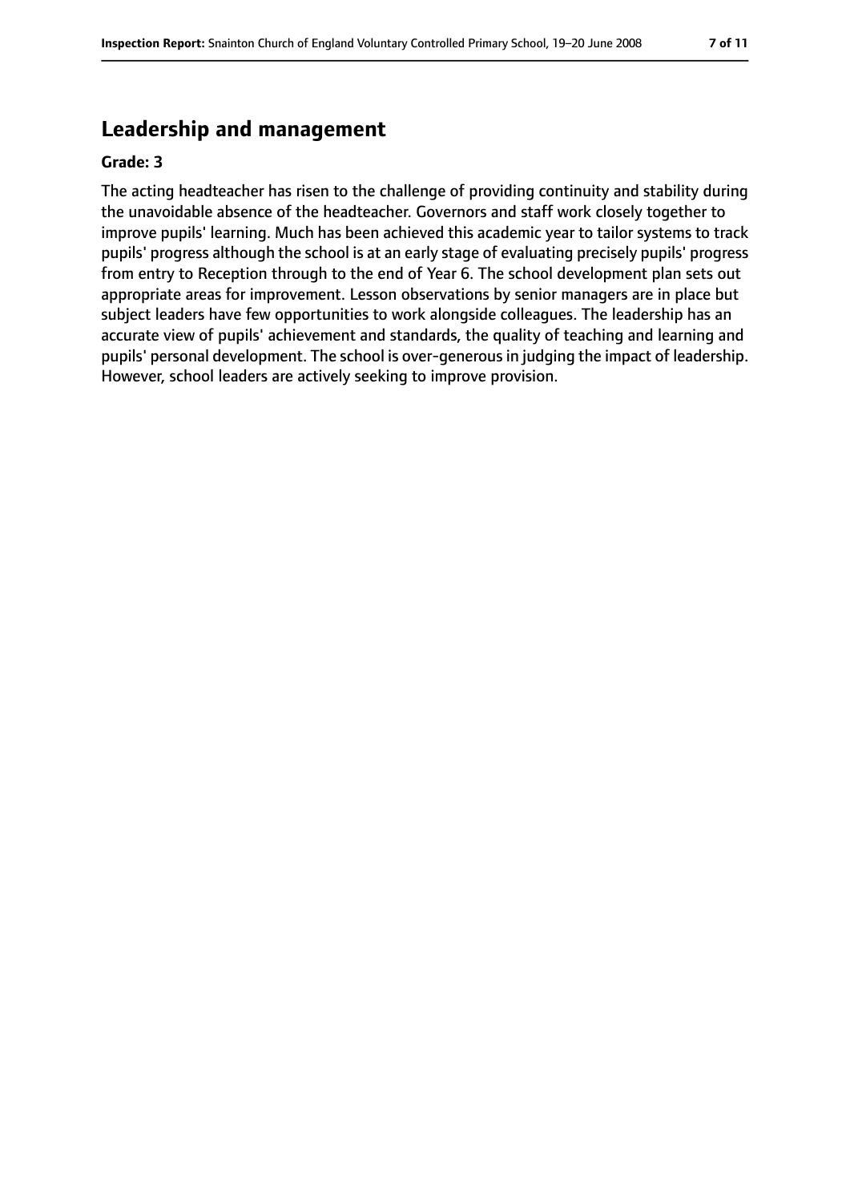## Leadership and management

**Grade: 3**

The acting headteacher has risen to the challenge of providing continuity and stability during the unavoidable absence of the headteacher. Governors and staff work closely together to improve pupils' learning. Much has been achieved this academic year to tailor systems to track pupils' progress although the school is at an early stage of evaluating precisely pupils' progress from entry to Reception through to the end of Year 6. The school development plan sets out appropriate areas for improvement. Lesson observations by senior managers are in place but subject leaders have few opportunities to work alongside colleagues. The leadership has an accurate view of pupils' achievement and standards, the quality of teaching and learning and pupils' personal development. The school is over-generous in judging the impact of leadership. However, school leaders are actively seeking to improve provision.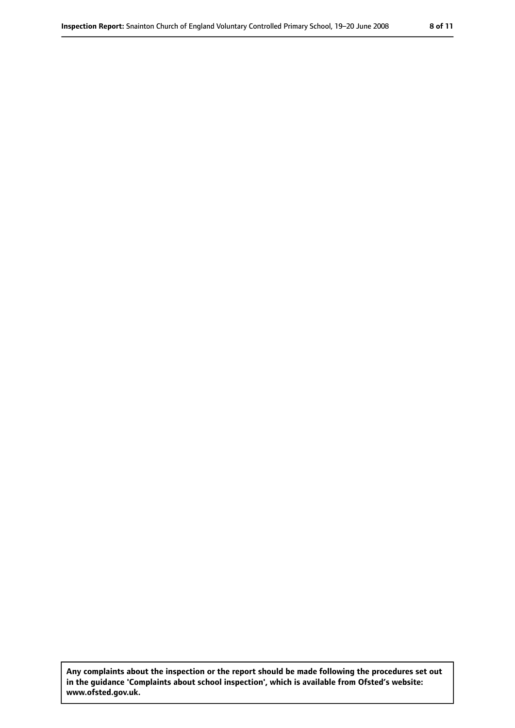**Any complaints about the inspection or the report should be made following the procedures set out in the guidance 'Complaints about school inspection', which is available from Ofsted's website: www.ofsted.gov.uk.**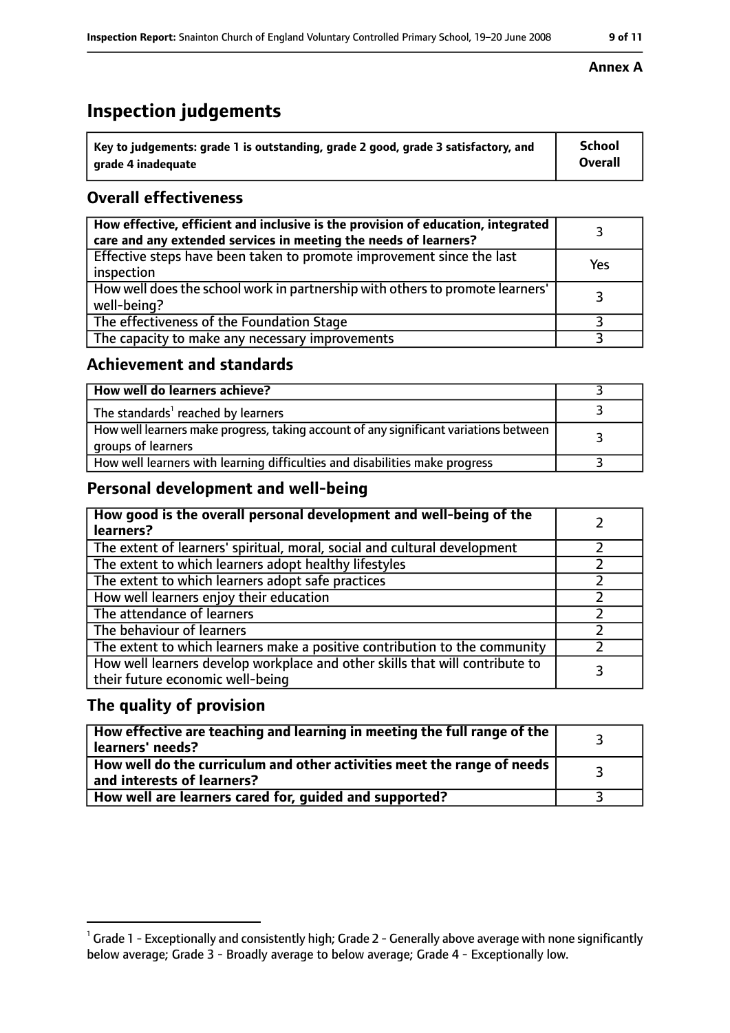**Annex A**

# Inspection judgements

| Key to judgements: grade 1 is outstanding, grade 2 good, grade 3 satisfactory, and grade 4 inadequate | School Overall |
|---|---|

## Overall effectiveness

| | |
|---|---|
| **How effective, efficient and inclusive is the provision of education, integrated care and any extended services in meeting the needs of learners?** | 3 |
| Effective steps have been taken to promote improvement since the last inspection | Yes |
| How well does the school work in partnership with others to promote learners' well-being? | 3 |
| The effectiveness of the Foundation Stage | 3 |
| The capacity to make any necessary improvements | 3 |

## Achievement and standards

| | |
|---|---|
| **How well do learners achieve?** | 3 |
| The standards[1] reached by learners | 3 |
| How well learners make progress, taking account of any significant variations between groups of learners | 3 |
| How well learners with learning difficulties and disabilities make progress | 3 |

## Personal development and well-being

| | |
|---|---|
| **How good is the overall personal development and well-being of the learners?** | 2 |
| The extent of learners' spiritual, moral, social and cultural development | 2 |
| The extent to which learners adopt healthy lifestyles | 2 |
| The extent to which learners adopt safe practices | 2 |
| How well learners enjoy their education | 2 |
| The attendance of learners | 2 |
| The behaviour of learners | 2 |
| The extent to which learners make a positive contribution to the community | 2 |
| How well learners develop workplace and other skills that will contribute to their future economic well-being | 3 |

## The quality of provision

| | |
|---|---|
| **How effective are teaching and learning in meeting the full range of the learners' needs?** | 3 |
| **How well do the curriculum and other activities meet the range of needs and interests of learners?** | 3 |
| **How well are learners cared for, guided and supported?** | 3 |

[1] Grade 1 - Exceptionally and consistently high; Grade 2 - Generally above average with none significantly below average; Grade 3 - Broadly average to below average; Grade 4 - Exceptionally low.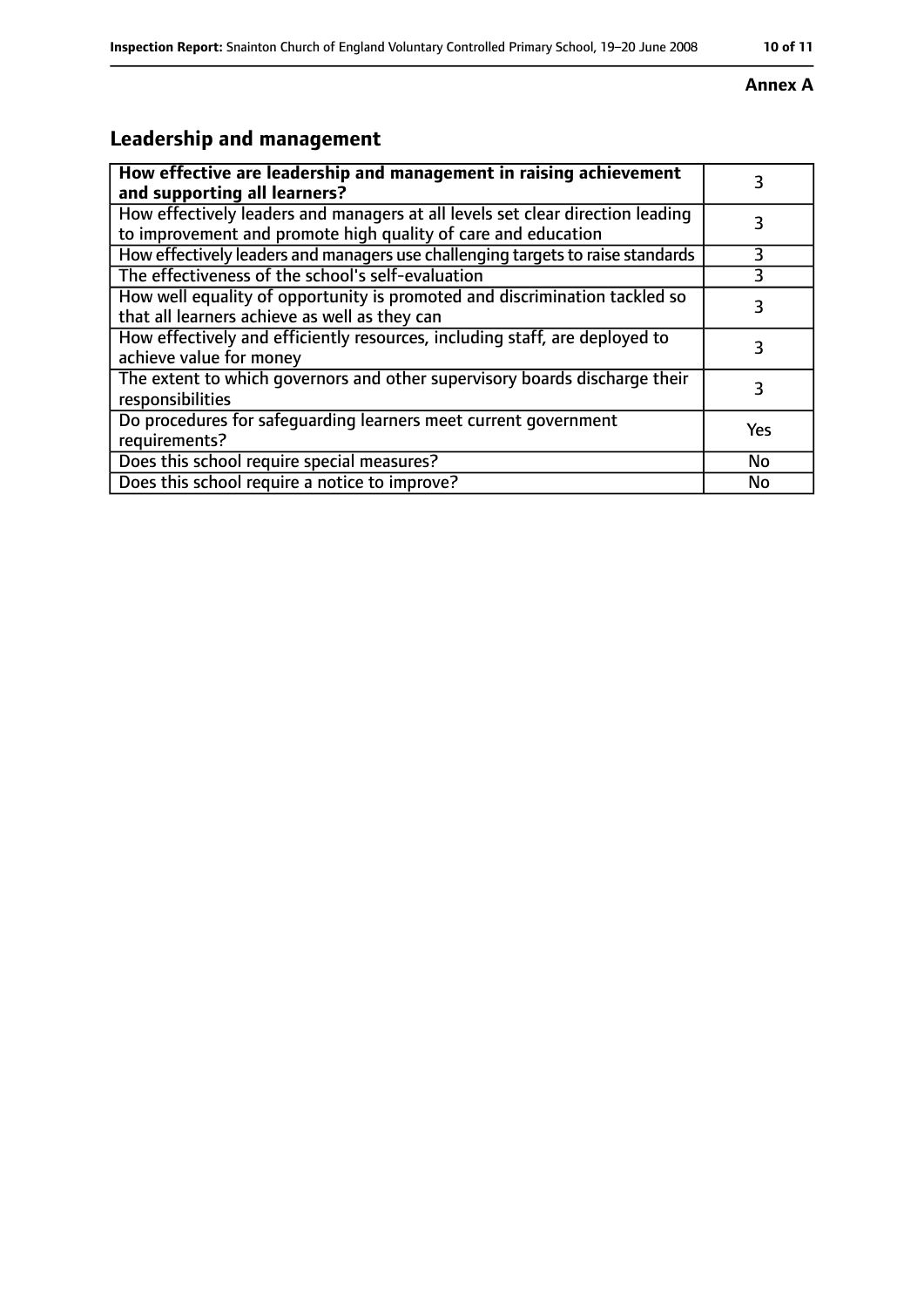**Annex A**

## Leadership and management

| How effective are leadership and management in raising achievement and supporting all learners? | 3 |
|---|---|
| How effectively leaders and managers at all levels set clear direction leading to improvement and promote high quality of care and education | 3 |
| How effectively leaders and managers use challenging targets to raise standards | 3 |
| The effectiveness of the school's self-evaluation | 3 |
| How well equality of opportunity is promoted and discrimination tackled so that all learners achieve as well as they can | 3 |
| How effectively and efficiently resources, including staff, are deployed to achieve value for money | 3 |
| The extent to which governors and other supervisory boards discharge their responsibilities | 3 |
| Do procedures for safeguarding learners meet current government requirements? | Yes |
| Does this school require special measures? | No |
| Does this school require a notice to improve? | No |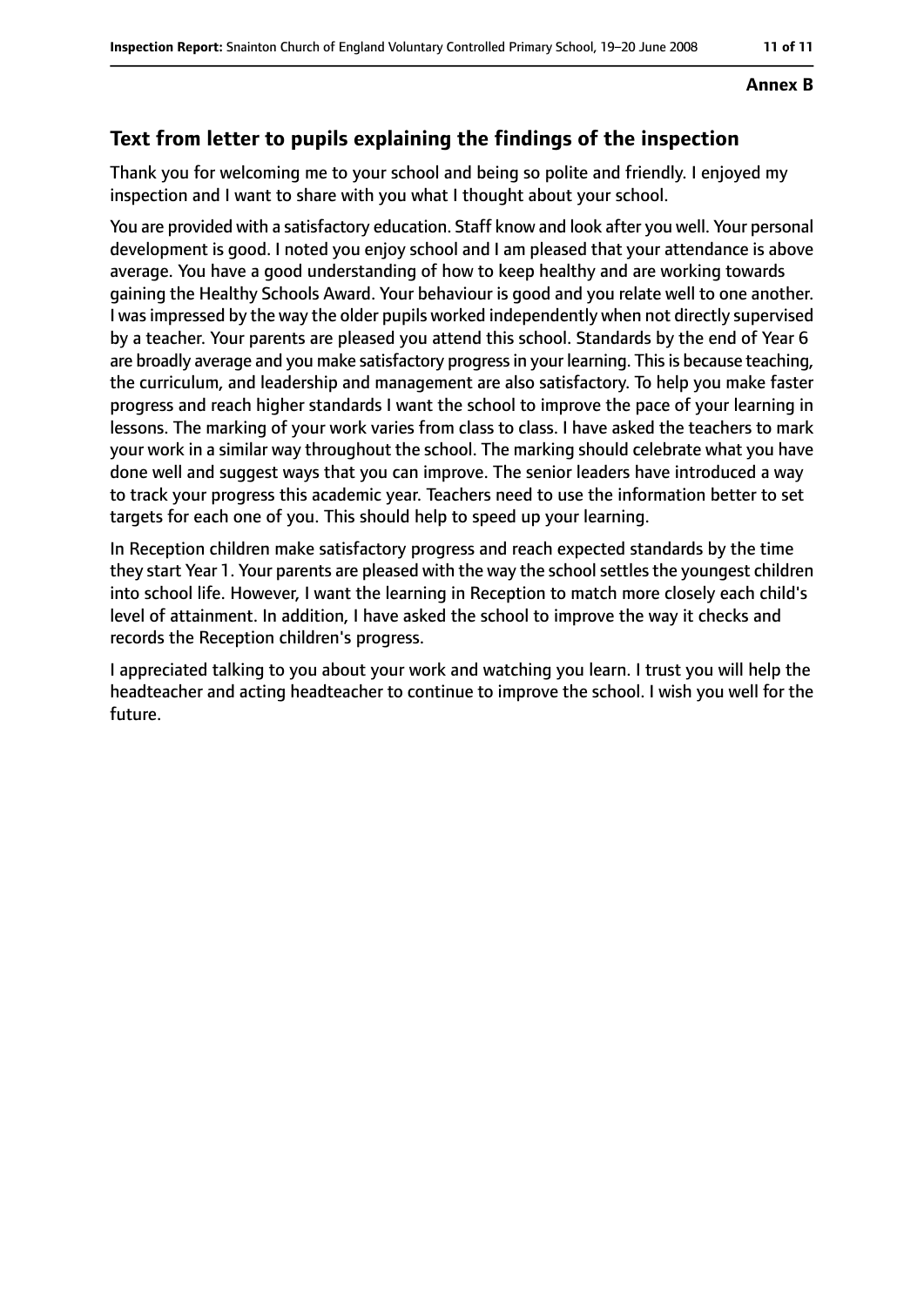**Annex B**

## Text from letter to pupils explaining the findings of the inspection

Thank you for welcoming me to your school and being so polite and friendly. I enjoyed my inspection and I want to share with you what I thought about your school.

You are provided with a satisfactory education. Staff know and look after you well. Your personal development is good. I noted you enjoy school and I am pleased that your attendance is above average. You have a good understanding of how to keep healthy and are working towards gaining the Healthy Schools Award. Your behaviour is good and you relate well to one another. I was impressed by the way the older pupils worked independently when not directly supervised by a teacher. Your parents are pleased you attend this school. Standards by the end of Year 6 are broadly average and you make satisfactory progress in your learning. This is because teaching, the curriculum, and leadership and management are also satisfactory. To help you make faster progress and reach higher standards I want the school to improve the pace of your learning in lessons. The marking of your work varies from class to class. I have asked the teachers to mark your work in a similar way throughout the school. The marking should celebrate what you have done well and suggest ways that you can improve. The senior leaders have introduced a way to track your progress this academic year. Teachers need to use the information better to set targets for each one of you. This should help to speed up your learning.

In Reception children make satisfactory progress and reach expected standards by the time they start Year 1. Your parents are pleased with the way the school settles the youngest children into school life. However, I want the learning in Reception to match more closely each child's level of attainment. In addition, I have asked the school to improve the way it checks and records the Reception children's progress.

I appreciated talking to you about your work and watching you learn. I trust you will help the headteacher and acting headteacher to continue to improve the school. I wish you well for the future.